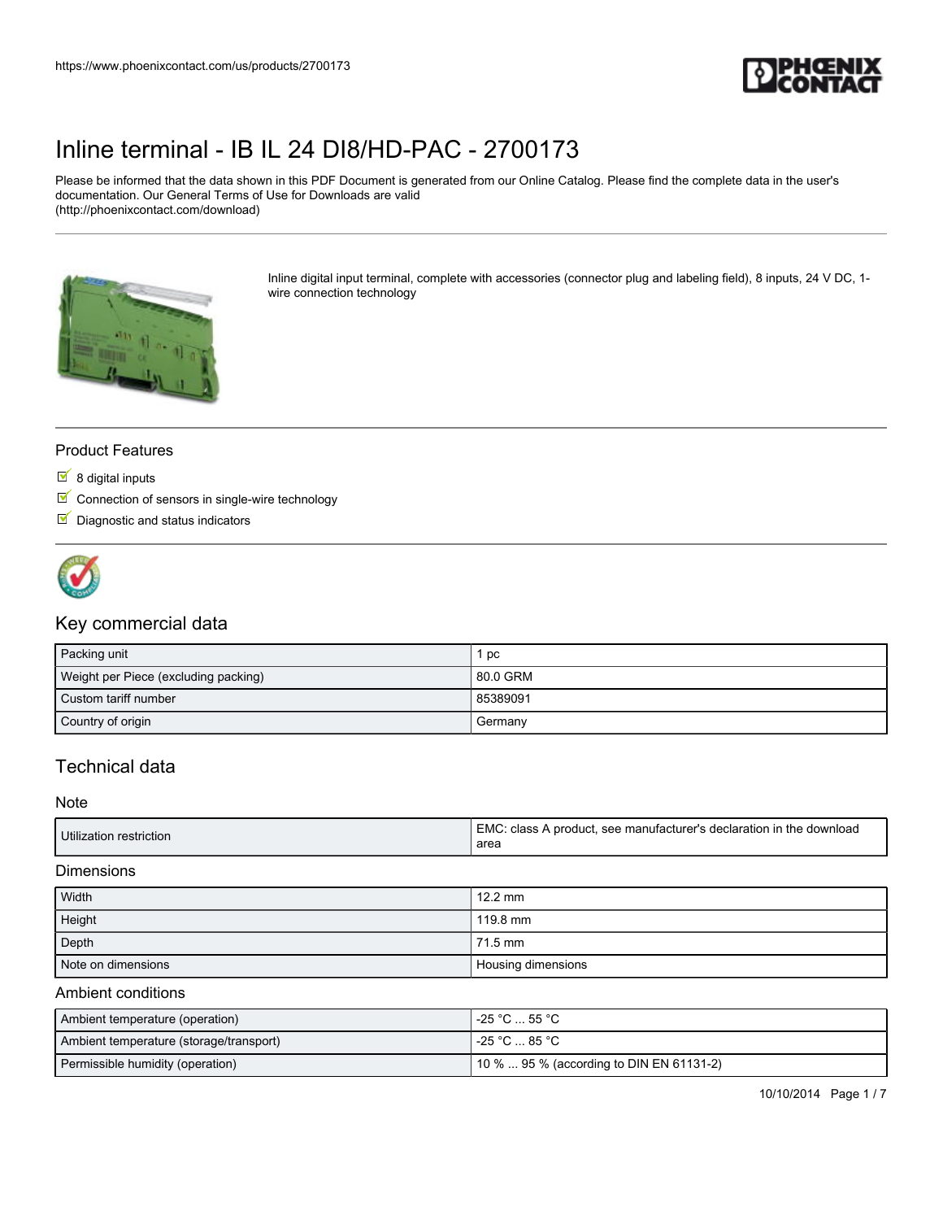# Inline terminal - IB IL 24 DI8/HD-PAC - 2700173

Please be informed that the data shown in this PDF Document is generated from our Online Catalog. Please find the complete data in the user's documentation. Our General Terms of Use for Downloads are valid (http://phoenixcontact.com/download)

Inline digital input terminal, complete with accessories (connector plug and labeling field), 8 inputs, 24 V DC, 1-wire connection technology

## Product Features

- 8 digital inputs
- Connection of sensors in single-wire technology
- Diagnostic and status indicators

## Key commercial data

| | |
|---|---|
| Packing unit | 1 pc |
| Weight per Piece (excluding packing) | 80.0 GRM |
| Custom tariff number | 85389091 |
| Country of origin | Germany |

## Technical data

### Note

| | |
|---|---|
| Utilization restriction | EMC: class A product, see manufacturer's declaration in the download area |

### Dimensions

| | |
|---|---|
| Width | 12.2 mm |
| Height | 119.8 mm |
| Depth | 71.5 mm |
| Note on dimensions | Housing dimensions |

### Ambient conditions

| | |
|---|---|
| Ambient temperature (operation) | -25 °C ... 55 °C |
| Ambient temperature (storage/transport) | -25 °C ... 85 °C |
| Permissible humidity (operation) | 10 % ... 95 % (according to DIN EN 61131-2) |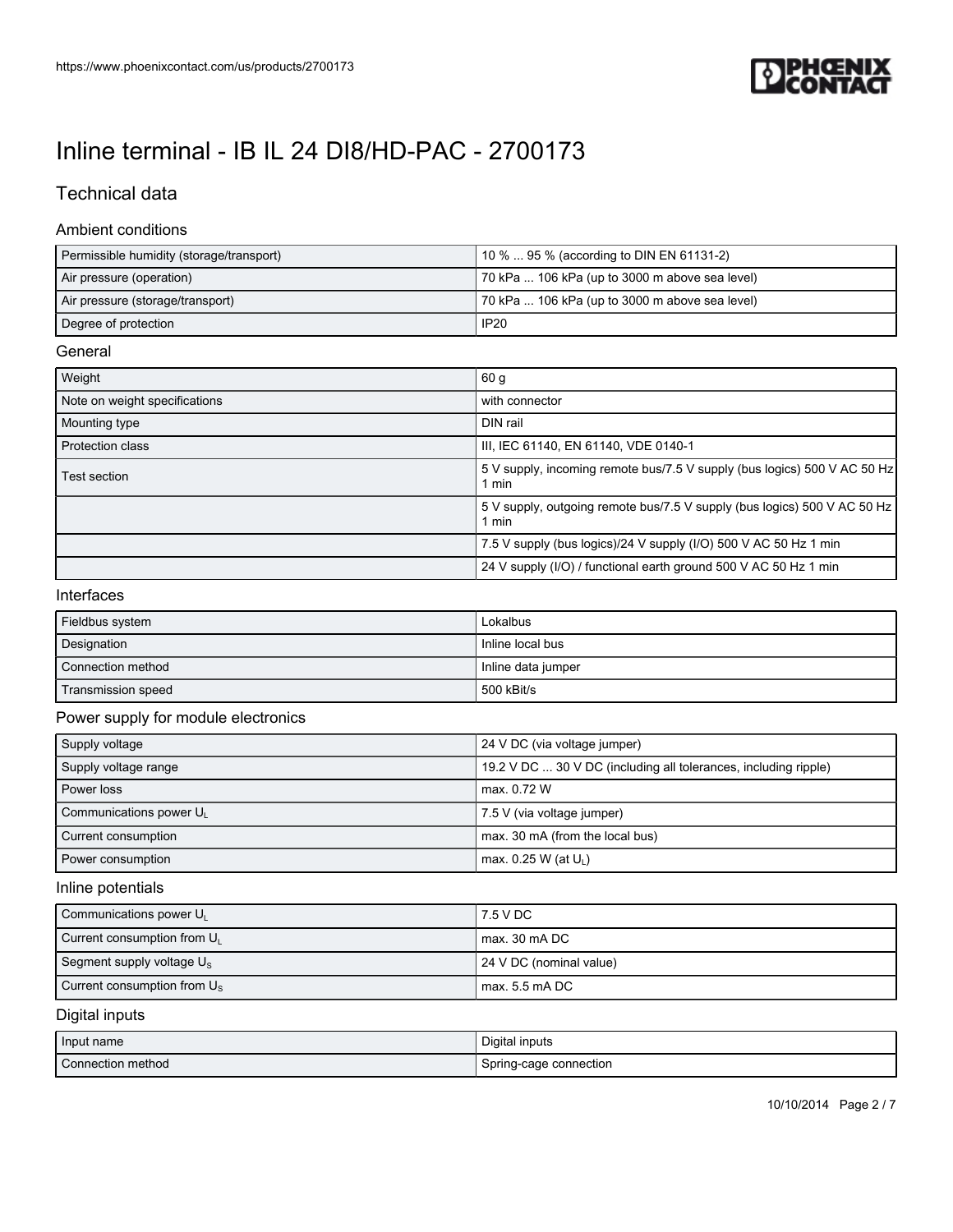# Inline terminal - IB IL 24 DI8/HD-PAC - 2700173

## Technical data

### Ambient conditions

| | |
|---|---|
| Permissible humidity (storage/transport) | 10 % ... 95 % (according to DIN EN 61131-2) |
| Air pressure (operation) | 70 kPa ... 106 kPa (up to 3000 m above sea level) |
| Air pressure (storage/transport) | 70 kPa ... 106 kPa (up to 3000 m above sea level) |
| Degree of protection | IP20 |

### General

| | |
|---|---|
| Weight | 60 g |
| Note on weight specifications | with connector |
| Mounting type | DIN rail |
| Protection class | III, IEC 61140, EN 61140, VDE 0140-1 |
| Test section | 5 V supply, incoming remote bus/7.5 V supply (bus logics) 500 V AC 50 Hz 1 min |
| | 5 V supply, outgoing remote bus/7.5 V supply (bus logics) 500 V AC 50 Hz 1 min |
| | 7.5 V supply (bus logics)/24 V supply (I/O) 500 V AC 50 Hz 1 min |
| | 24 V supply (I/O) / functional earth ground 500 V AC 50 Hz 1 min |

### Interfaces

| | |
|---|---|
| Fieldbus system | Lokalbus |
| Designation | Inline local bus |
| Connection method | Inline data jumper |
| Transmission speed | 500 kBit/s |

### Power supply for module electronics

| | |
|---|---|
| Supply voltage | 24 V DC (via voltage jumper) |
| Supply voltage range | 19.2 V DC ... 30 V DC (including all tolerances, including ripple) |
| Power loss | max. 0.72 W |
| Communications power $U_L$ | 7.5 V (via voltage jumper) |
| Current consumption | max. 30 mA (from the local bus) |
| Power consumption | max. 0.25 W (at $U_L$) |

### Inline potentials

| | |
|---|---|
| Communications power $U_L$ | 7.5 V DC |
| Current consumption from $U_L$ | max. 30 mA DC |
| Segment supply voltage $U_S$ | 24 V DC (nominal value) |
| Current consumption from $U_S$ | max. 5.5 mA DC |

### Digital inputs

| | |
|---|---|
| Input name | Digital inputs |
| Connection method | Spring-cage connection |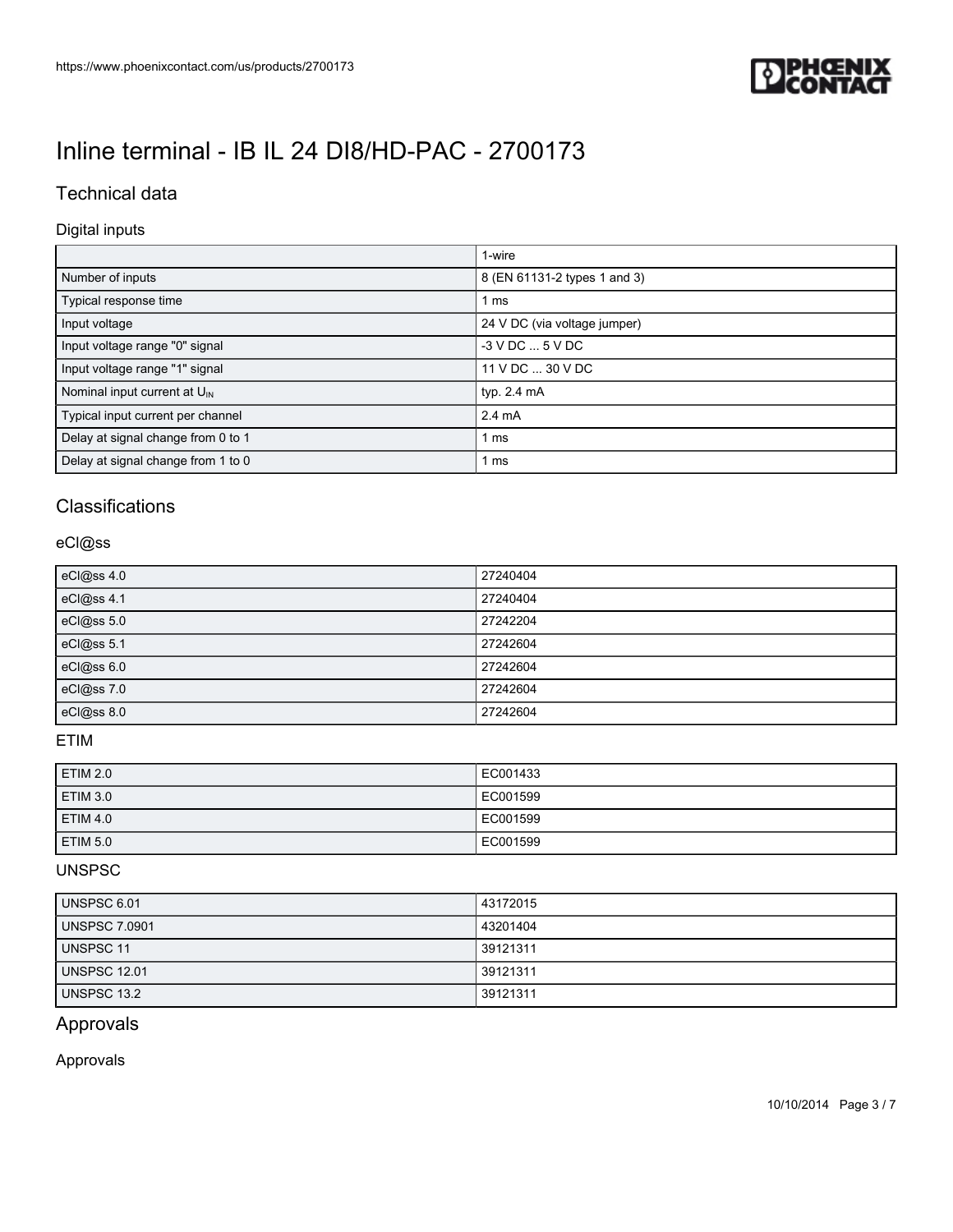# Inline terminal - IB IL 24 DI8/HD-PAC - 2700173

## Technical data

### Digital inputs

| | 1-wire |
|---|---|
| Number of inputs | 8 (EN 61131-2 types 1 and 3) |
| Typical response time | 1 ms |
| Input voltage | 24 V DC (via voltage jumper) |
| Input voltage range "0" signal | -3 V DC ... 5 V DC |
| Input voltage range "1" signal | 11 V DC ... 30 V DC |
| Nominal input current at $U_{IN}$ | typ. 2.4 mA |
| Typical input current per channel | 2.4 mA |
| Delay at signal change from 0 to 1 | 1 ms |
| Delay at signal change from 1 to 0 | 1 ms |

## Classifications

### eCl@ss

| | |
|---|---|
| eCl@ss 4.0 | 27240404 |
| eCl@ss 4.1 | 27240404 |
| eCl@ss 5.0 | 27242204 |
| eCl@ss 5.1 | 27242604 |
| eCl@ss 6.0 | 27242604 |
| eCl@ss 7.0 | 27242604 |
| eCl@ss 8.0 | 27242604 |

### ETIM

| | |
|---|---|
| ETIM 2.0 | EC001433 |
| ETIM 3.0 | EC001599 |
| ETIM 4.0 | EC001599 |
| ETIM 5.0 | EC001599 |

### UNSPSC

| | |
|---|---|
| UNSPSC 6.01 | 43172015 |
| UNSPSC 7.0901 | 43201404 |
| UNSPSC 11 | 39121311 |
| UNSPSC 12.01 | 39121311 |
| UNSPSC 13.2 | 39121311 |

## Approvals

### Approvals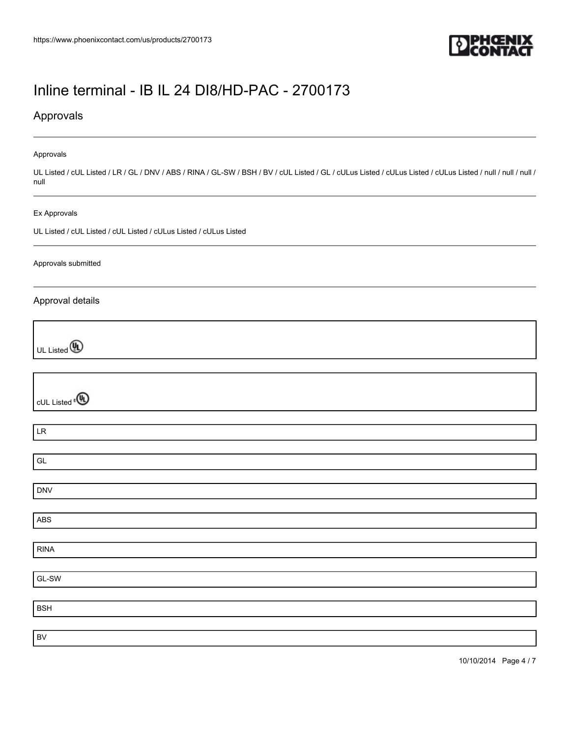# Inline terminal - IB IL 24 DI8/HD-PAC - 2700173

## Approvals

Approvals

UL Listed / cUL Listed / LR / GL / DNV / ABS / RINA / GL-SW / BSH / BV / cUL Listed / GL / cULus Listed / cULus Listed / cULus Listed / null / null / null / null

Ex Approvals

UL Listed / cUL Listed / cUL Listed / cULus Listed / cULus Listed

Approvals submitted

### Approval details

UL Listed

cUL Listed

LR

GL

DNV

ABS

RINA

GL-SW

BSH

BV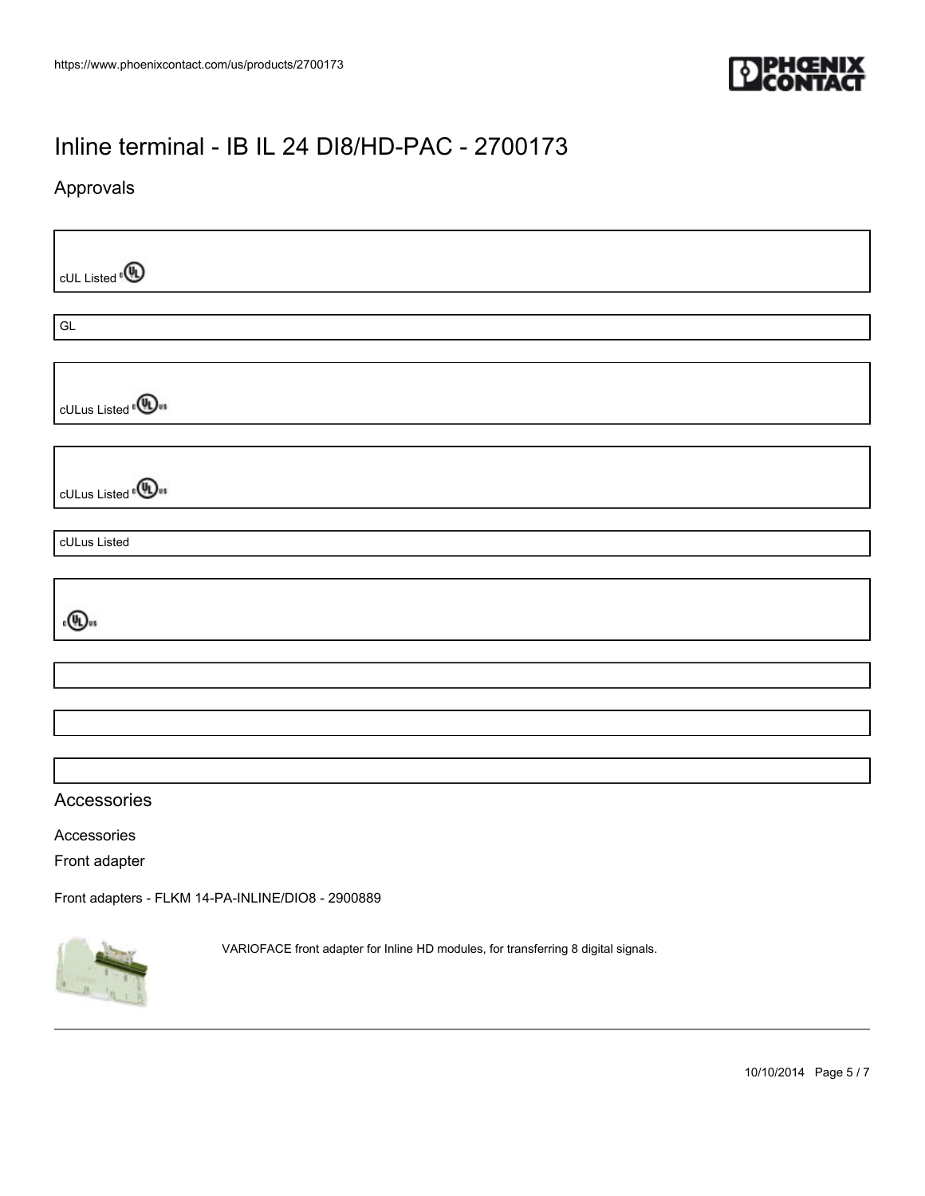# Inline terminal - IB IL 24 DI8/HD-PAC - 2700173

## Approvals

cUL Listed

GL

cULus Listed

cULus Listed

cULus Listed

## Accessories

Accessories

Front adapter

Front adapters - FLKM 14-PA-INLINE/DIO8 - 2900889

VARIOFACE front adapter for Inline HD modules, for transferring 8 digital signals.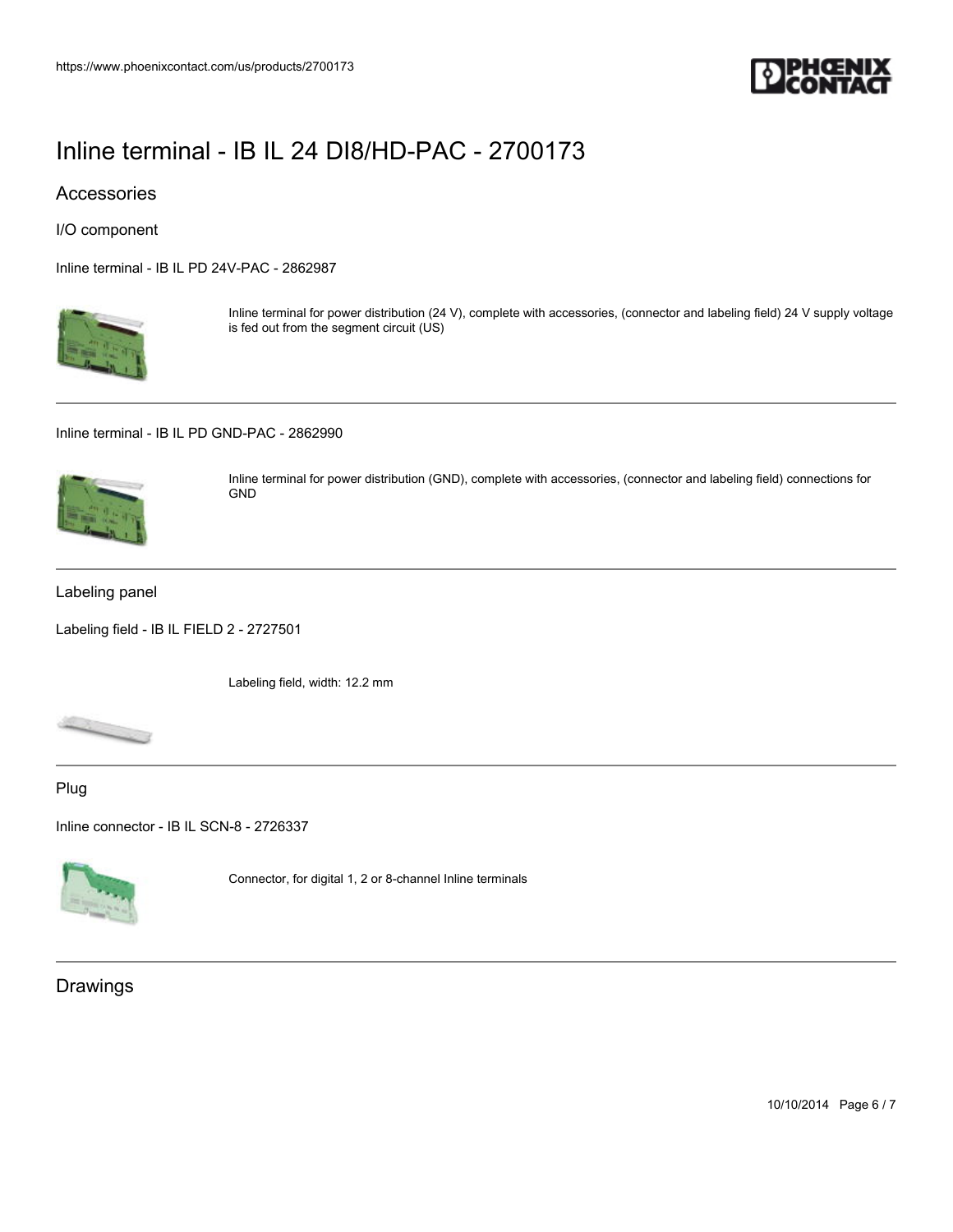# Inline terminal - IB IL 24 DI8/HD-PAC - 2700173

## Accessories

### I/O component

Inline terminal - IB IL PD 24V-PAC - 2862987

Inline terminal for power distribution (24 V), complete with accessories, (connector and labeling field) 24 V supply voltage is fed out from the segment circuit (US)

---

Inline terminal - IB IL PD GND-PAC - 2862990

Inline terminal for power distribution (GND), complete with accessories, (connector and labeling field) connections for GND

---

### Labeling panel

Labeling field - IB IL FIELD 2 - 2727501

Labeling field, width: 12.2 mm

---

### Plug

Inline connector - IB IL SCN-8 - 2726337

Connector, for digital 1, 2 or 8-channel Inline terminals

---

## Drawings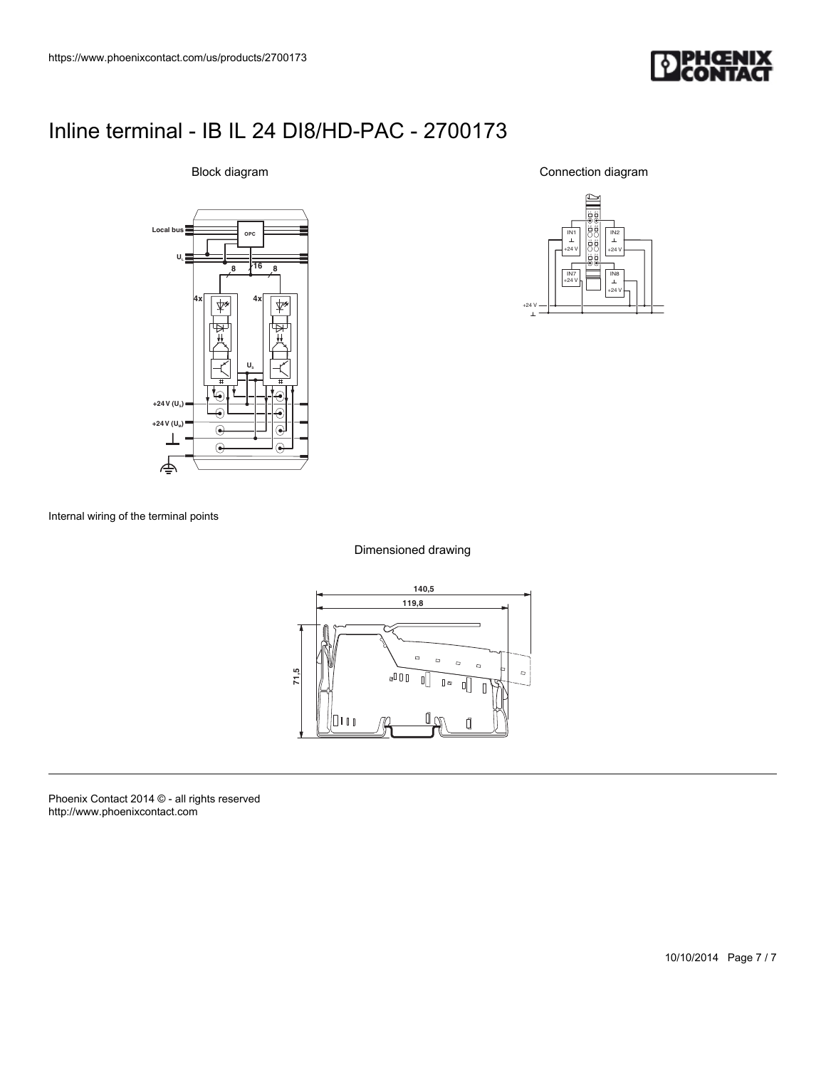# Inline terminal - IB IL 24 DI8/HD-PAC - 2700173

Block diagram

Local bus

OPC

$U_L$

8

16

8

4x

4x

$U_S$

+24 V ($U_S$)

+24 V ($U_M$)

Connection diagram

IN1

+24 V

IN2

+24 V

IN7

+24 V

IN8

+24 V

+24 V

Internal wiring of the terminal points

Dimensioned drawing

140,5

119,8

71,5

Phoenix Contact 2014 © - all rights reserved
http://www.phoenixcontact.com